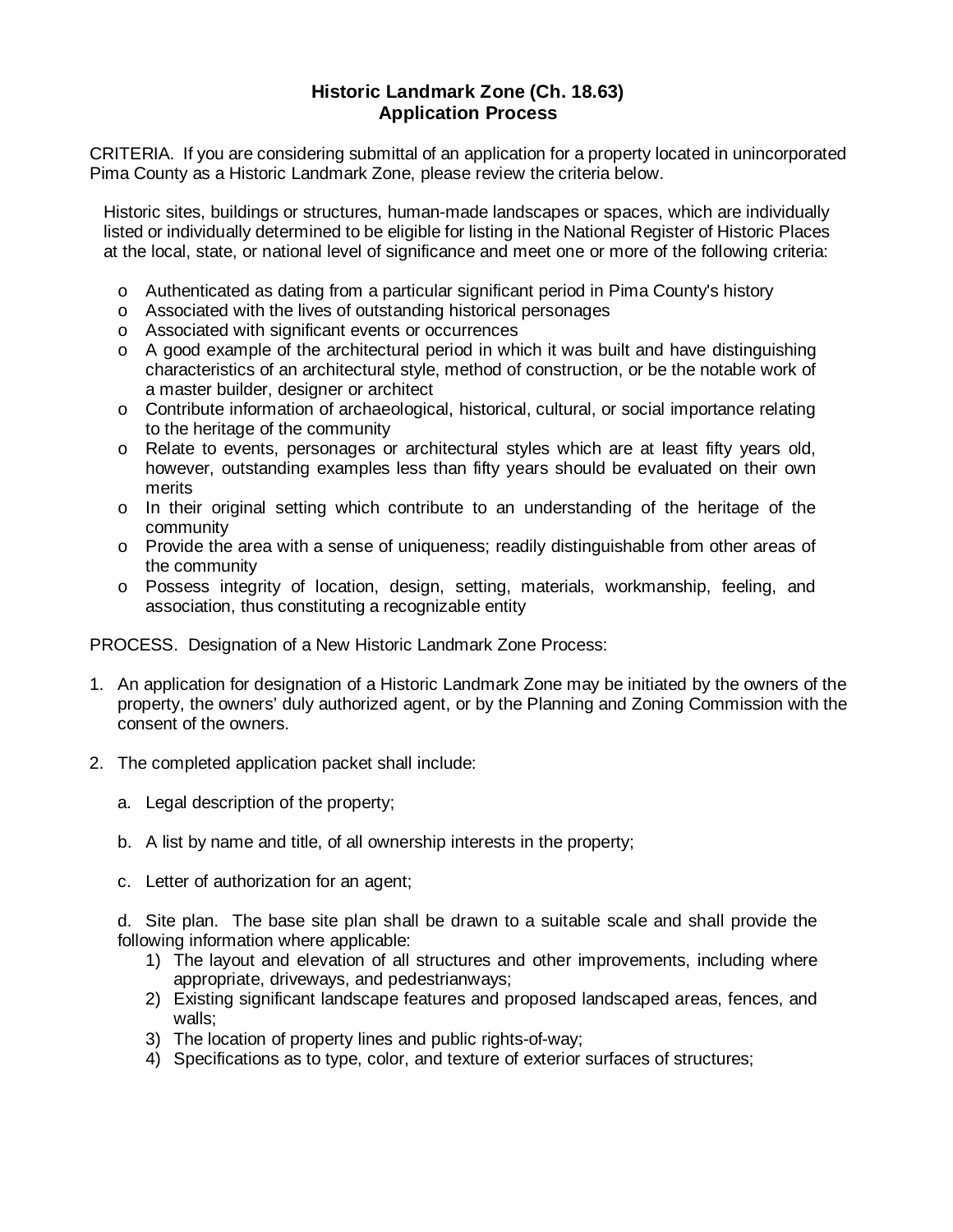# Historic Landmark Zone (Ch. 18.63)
## Application Process

CRITERIA. If you are considering submittal of an application for a property located in unincorporated Pima County as a Historic Landmark Zone, please review the criteria below.

Historic sites, buildings or structures, human-made landscapes or spaces, which are individually listed or individually determined to be eligible for listing in the National Register of Historic Places at the local, state, or national level of significance and meet one or more of the following criteria:

- Authenticated as dating from a particular significant period in Pima County's history
- Associated with the lives of outstanding historical personages
- Associated with significant events or occurrences
- A good example of the architectural period in which it was built and have distinguishing characteristics of an architectural style, method of construction, or be the notable work of a master builder, designer or architect
- Contribute information of archaeological, historical, cultural, or social importance relating to the heritage of the community
- Relate to events, personages or architectural styles which are at least fifty years old, however, outstanding examples less than fifty years should be evaluated on their own merits
- In their original setting which contribute to an understanding of the heritage of the community
- Provide the area with a sense of uniqueness; readily distinguishable from other areas of the community
- Possess integrity of location, design, setting, materials, workmanship, feeling, and association, thus constituting a recognizable entity

PROCESS. Designation of a New Historic Landmark Zone Process:

1. An application for designation of a Historic Landmark Zone may be initiated by the owners of the property, the owners' duly authorized agent, or by the Planning and Zoning Commission with the consent of the owners.

2. The completed application packet shall include:

   a. Legal description of the property;

   b. A list by name and title, of all ownership interests in the property;

   c. Letter of authorization for an agent;

   d. Site plan. The base site plan shall be drawn to a suitable scale and shall provide the following information where applicable:
      1) The layout and elevation of all structures and other improvements, including where appropriate, driveways, and pedestrianways;
      2) Existing significant landscape features and proposed landscaped areas, fences, and walls;
      3) The location of property lines and public rights-of-way;
      4) Specifications as to type, color, and texture of exterior surfaces of structures;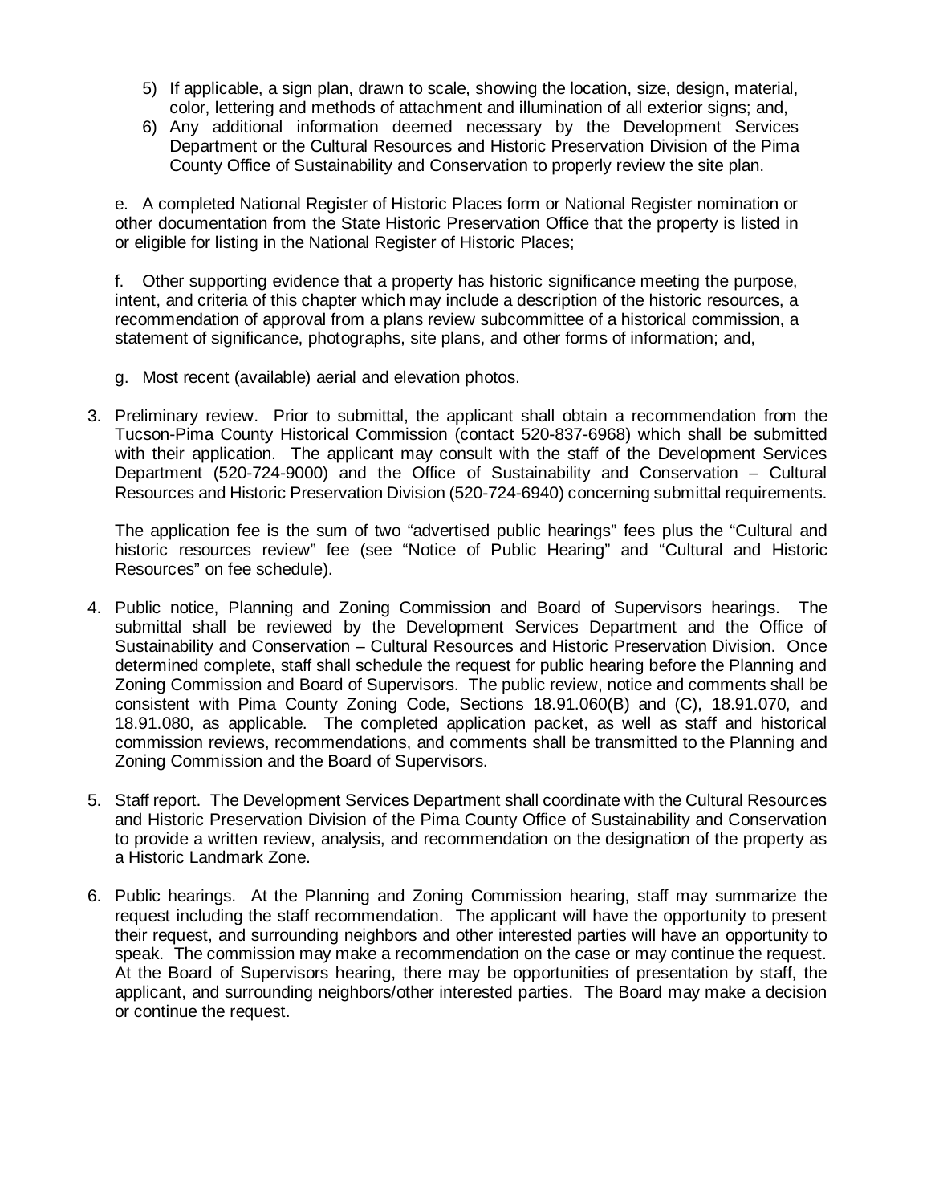5) If applicable, a sign plan, drawn to scale, showing the location, size, design, material, color, lettering and methods of attachment and illumination of all exterior signs; and,
6) Any additional information deemed necessary by the Development Services Department or the Cultural Resources and Historic Preservation Division of the Pima County Office of Sustainability and Conservation to properly review the site plan.

e. A completed National Register of Historic Places form or National Register nomination or other documentation from the State Historic Preservation Office that the property is listed in or eligible for listing in the National Register of Historic Places;

f. Other supporting evidence that a property has historic significance meeting the purpose, intent, and criteria of this chapter which may include a description of the historic resources, a recommendation of approval from a plans review subcommittee of a historical commission, a statement of significance, photographs, site plans, and other forms of information; and,

g. Most recent (available) aerial and elevation photos.

3. Preliminary review. Prior to submittal, the applicant shall obtain a recommendation from the Tucson-Pima County Historical Commission (contact 520-837-6968) which shall be submitted with their application. The applicant may consult with the staff of the Development Services Department (520-724-9000) and the Office of Sustainability and Conservation – Cultural Resources and Historic Preservation Division (520-724-6940) concerning submittal requirements.

   The application fee is the sum of two "advertised public hearings" fees plus the "Cultural and historic resources review" fee (see "Notice of Public Hearing" and "Cultural and Historic Resources" on fee schedule).

4. Public notice, Planning and Zoning Commission and Board of Supervisors hearings. The submittal shall be reviewed by the Development Services Department and the Office of Sustainability and Conservation – Cultural Resources and Historic Preservation Division. Once determined complete, staff shall schedule the request for public hearing before the Planning and Zoning Commission and Board of Supervisors. The public review, notice and comments shall be consistent with Pima County Zoning Code, Sections 18.91.060(B) and (C), 18.91.070, and 18.91.080, as applicable. The completed application packet, as well as staff and historical commission reviews, recommendations, and comments shall be transmitted to the Planning and Zoning Commission and the Board of Supervisors.

5. Staff report. The Development Services Department shall coordinate with the Cultural Resources and Historic Preservation Division of the Pima County Office of Sustainability and Conservation to provide a written review, analysis, and recommendation on the designation of the property as a Historic Landmark Zone.

6. Public hearings. At the Planning and Zoning Commission hearing, staff may summarize the request including the staff recommendation. The applicant will have the opportunity to present their request, and surrounding neighbors and other interested parties will have an opportunity to speak. The commission may make a recommendation on the case or may continue the request. At the Board of Supervisors hearing, there may be opportunities of presentation by staff, the applicant, and surrounding neighbors/other interested parties. The Board may make a decision or continue the request.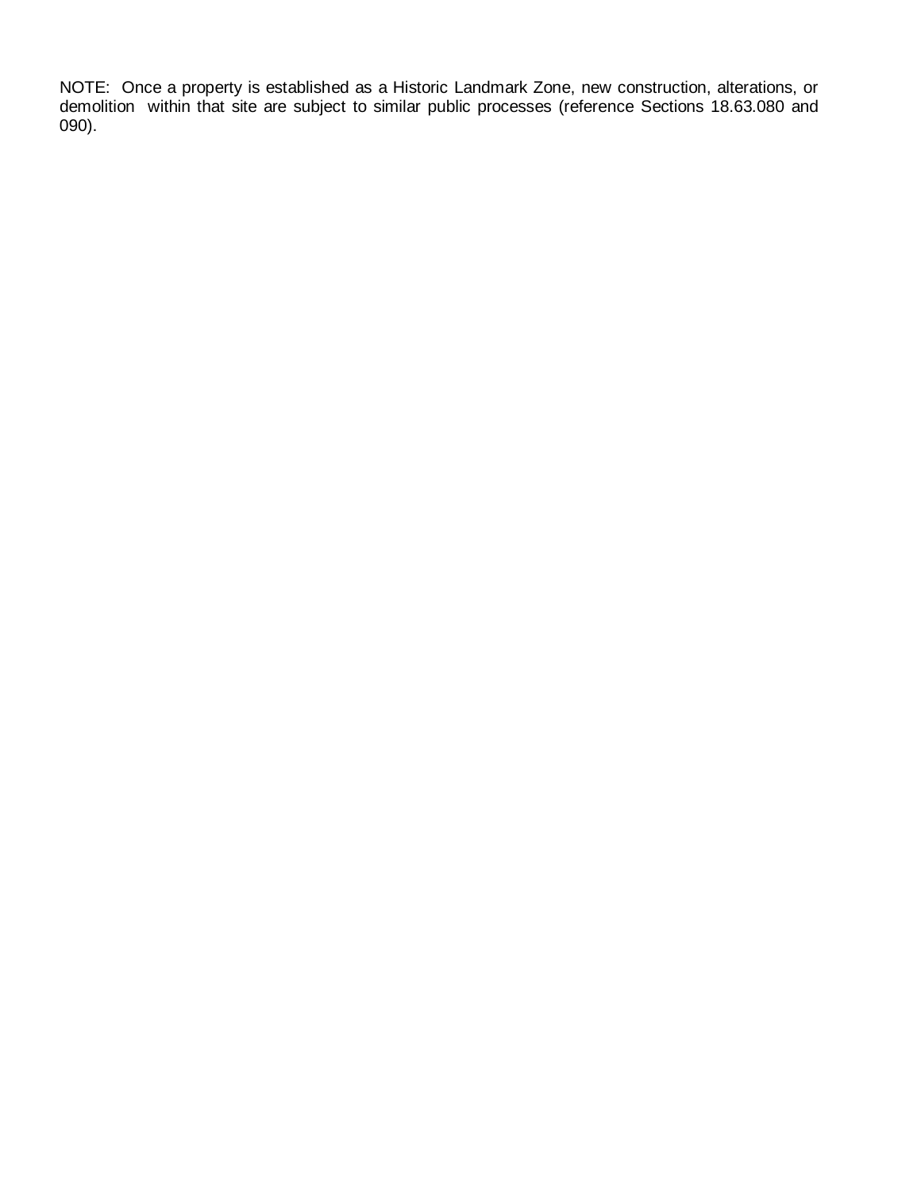NOTE: Once a property is established as a Historic Landmark Zone, new construction, alterations, or demolition within that site are subject to similar public processes (reference Sections 18.63.080 and 090).